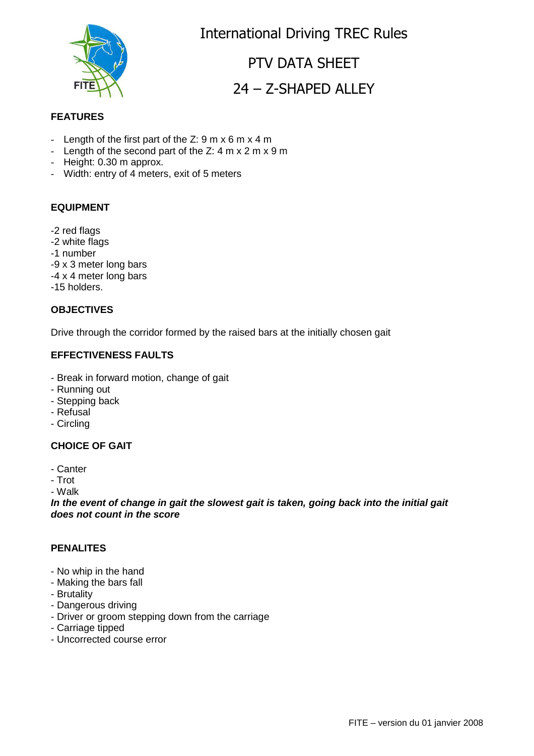# International Driving TREC Rules

## PTV DATA SHEET

## 24 – Z-SHAPED ALLEY

### FEATURES

- Length of the first part of the Z: 9 m x 6 m x 4 m
- Length of the second part of the Z: 4 m x 2 m x 9 m
- Height: 0.30 m approx.
- Width: entry of 4 meters, exit of 5 meters

### EQUIPMENT

-2 red flags
-2 white flags
-1 number
-9 x 3 meter long bars
-4 x 4 meter long bars
-15 holders.

### OBJECTIVES

Drive through the corridor formed by the raised bars at the initially chosen gait

### EFFECTIVENESS FAULTS

- Break in forward motion, change of gait
- Running out
- Stepping back
- Refusal
- Circling

### CHOICE OF GAIT

- Canter
- Trot
- Walk

***In the event of change in gait the slowest gait is taken, going back into the initial gait does not count in the score***

### PENALITES

- No whip in the hand
- Making the bars fall
- Brutality
- Dangerous driving
- Driver or groom stepping down from the carriage
- Carriage tipped
- Uncorrected course error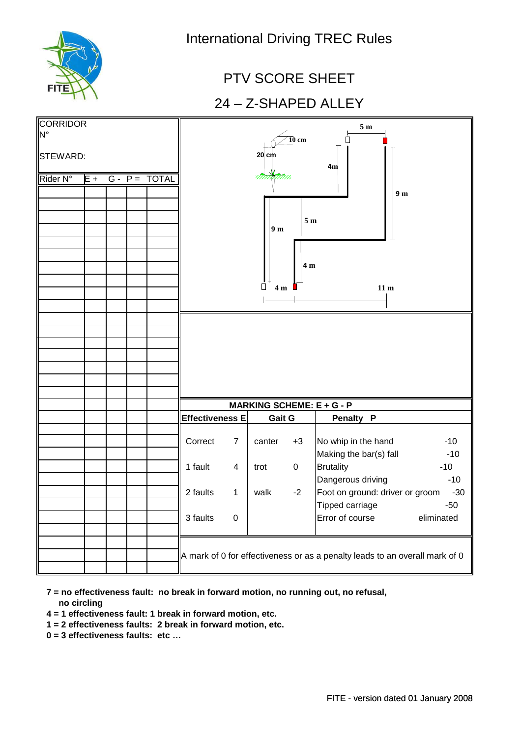# International Driving TREC Rules

## PTV SCORE SHEET

## 24 – Z-SHAPED ALLEY

CORRIDOR N°

STEWARD:

| Rider N° | E + | G - | P = | TOTAL |
|---|---|---|---|---|
| | | | | |
| | | | | |
| | | | | |
| | | | | |
| | | | | |
| | | | | |
| | | | | |
| | | | | |
| | | | | |
| | | | | |
| | | | | |
| | | | | |
| | | | | |
| | | | | |
| | | | | |
| | | | | |
| | | | | |
| | | | | |
| | | | | |
| | | | | |
| | | | | |
| | | | | |
| | | | | |
| | | | | |
| | | | | |
| | | | | |
| | | | | |
| | | | | |
| | | | | |
| | | | | |

5 m

10 cm

20 cm

4m

9 m

5 m

9 m

4 m

4 m

11 m

**MARKING SCHEME: E + G - P**

| **Effectiveness E** | | **Gait G** | | **Penalty P** | |
|---|---|---|---|---|---|
| Correct | 7 | canter | +3 | No whip in the hand | -10 |
| | | | | Making the bar(s) fall | -10 |
| 1 fault | 4 | trot | 0 | Brutality | -10 |
| | | | | Dangerous driving | -10 |
| 2 faults | 1 | walk | -2 | Foot on ground: driver or groom | -30 |
| | | | | Tipped carriage | -50 |
| 3 faults | 0 | | | Error of course | eliminated |

A mark of 0 for effectiveness or as a penalty leads to an overall mark of 0

**7 = no effectiveness fault: no break in forward motion, no running out, no refusal, no circling**
**4 = 1 effectiveness fault: 1 break in forward motion, etc.**
**1 = 2 effectiveness faults: 2 break in forward motion, etc.**
**0 = 3 effectiveness faults: etc …**

FITE - version dated 01 January 2008